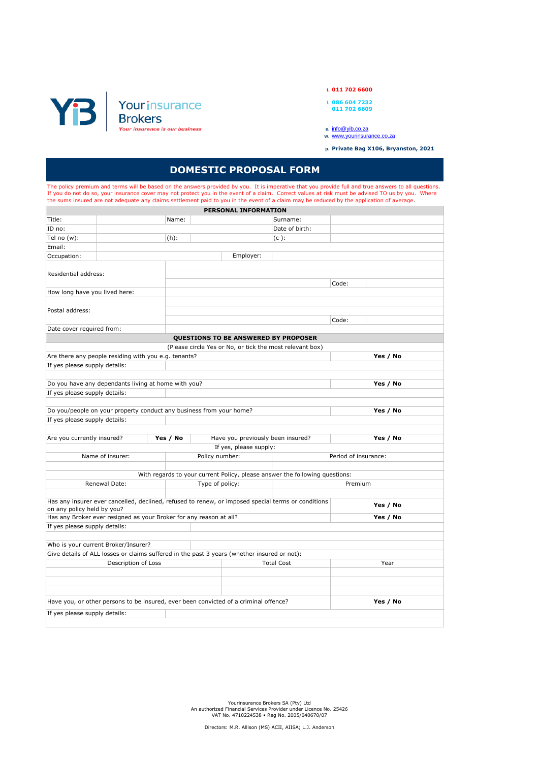YB | Your insurance Brokers
*Your insurance is our business*

t. **011 702 6600**

f. **086 604 7232**
**011 702 6609**

e. info@yib.co.za
w. www.yourinsurance.co.za

p. **Private Bag X106, Bryanston, 2021**

# DOMESTIC PROPOSAL FORM

The policy premium and terms will be based on the answers provided by you. It is imperative that you provide full and true answers to all questions. If you do not do so, your insurance cover may not protect you in the event of a claim. Correct values at risk must be advised TO us by you. Where the sums insured are not adequate any claims settlement paid to you in the event of a claim may be reduced by the application of average.

## PERSONAL INFORMATION

| | | | | | |
|---|---|---|---|---|---|
| Title: | | Name: | | Surname: | |
| ID no: | | | | Date of birth: | |
| Tel no (w): | | (h): | | (c ): | |
| Email: | | | | | |
| Occupation: | | | Employer: | | |
| Residential address: | | | | | |
| | | | | Code: | |
| How long have you lived here: | | | | | |
| Postal address: | | | | | |
| | | | | Code: | |
| Date cover required from: | | | | | |

## QUESTIONS TO BE ANSWERED BY PROPOSER

(Please circle Yes or No, or tick the most relevant box)

| | |
|---|---|
| Are there any people residing with you e.g. tenants? | **Yes / No** |
| If yes please supply details: | |
| Do you have any dependants living at home with you? | **Yes / No** |
| If yes please supply details: | |
| Do you/people on your property conduct any business from your home? | **Yes / No** |
| If yes please supply details: | |

| | | | |
|---|---|---|---|
| Are you currently insured? | **Yes / No** | Have you previously been insured? | **Yes / No** |

If yes, please supply:

| Name of insurer: | Policy number: | Period of insurance: |
|---|---|---|
| | | |

With regards to your current Policy, please answer the following questions:

| Renewal Date: | Type of policy: | Premium |
|---|---|---|
| | | |

| | |
|---|---|
| Has any insurer ever cancelled, declined, refused to renew, or imposed special terms or conditions on any policy held by you? | **Yes / No** |
| Has any Broker ever resigned as your Broker for any reason at all? | **Yes / No** |
| If yes please supply details: | |
| Who is your current Broker/Insurer? | |

Give details of ALL losses or claims suffered in the past 3 years (whether insured or not):

| Description of Loss | Total Cost | Year |
|---|---|---|
| | | |
| | | |
| | | |

| | |
|---|---|
| Have you, or other persons to be insured, ever been convicted of a criminal offence? | **Yes / No** |
| If yes please supply details: | |

Yourinsurance Brokers SA (Pty) Ltd
An authorized Financial Services Provider under Licence No. 25426
VAT No. 4710224538 • Reg No. 2005/040670/07

Directors: M.R. Allison (MS) ACII, AIISA; L.J. Anderson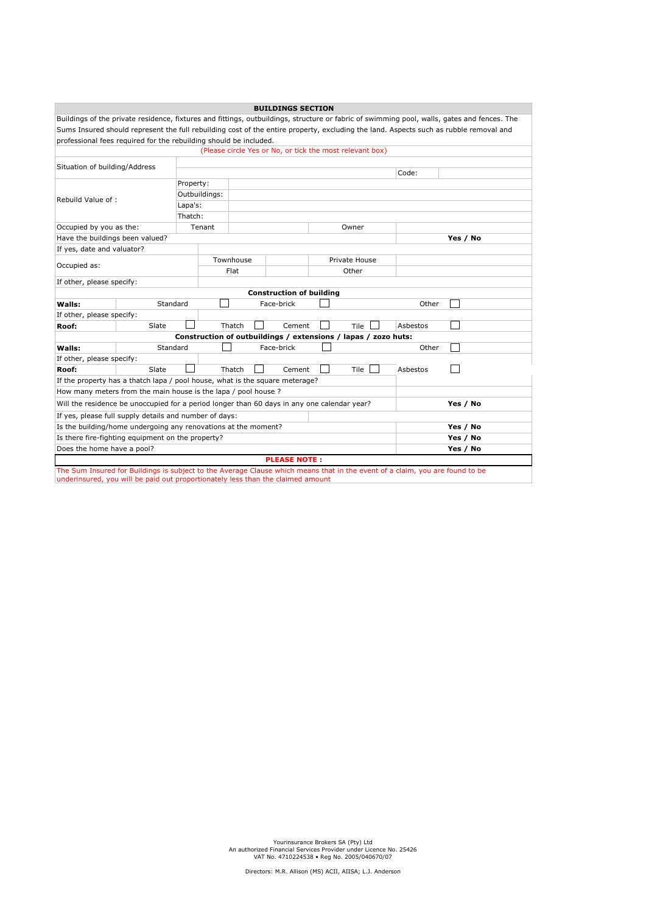## BUILDINGS SECTION

Buildings of the private residence, fixtures and fittings, outbuildings, structure or fabric of swimming pool, walls, gates and fences. The Sums Insured should represent the full rebuilding cost of the entire property, excluding the land. Aspects such as rubble removal and professional fees required for the rebuilding should be included.

(Please circle Yes or No, or tick the most relevant box)

| | | | | |
|---|---|---|---|---|
| Situation of building/Address | | | | |
| | | | Code: | |
| Rebuild Value of : | Property: | | | |
| | Outbuildings: | | | |
| | Lapa's: | | | |
| | Thatch: | | | |
| Occupied by you as the: | Tenant | | Owner | |
| Have the buildings been valued? | | | | **Yes / No** |
| If yes, date and valuator? | | | | |
| Occupied as: | Townhouse | | Private House | |
| | Flat | | Other | |
| If other, please specify: | | | | |

**Construction of building**

| | | | | | | | | | | |
|---|---|---|---|---|---|---|---|---|---|---|
| **Walls:** | Standard | ☐ | Face-brick | ☐ | | | | | Other | ☐ |
| If other, please specify: | | | | | | | | | | |
| **Roof:** | Slate | ☐ | Thatch | ☐ | Cement | ☐ | Tile | ☐ | Asbestos | ☐ |

**Construction of outbuildings / extensions / lapas / zozo huts:**

| | | | | | | | | | | |
|---|---|---|---|---|---|---|---|---|---|---|
| **Walls:** | Standard | ☐ | Face-brick | ☐ | | | | | Other | ☐ |
| If other, please specify: | | | | | | | | | | |
| **Roof:** | Slate | ☐ | Thatch | ☐ | Cement | ☐ | Tile | ☐ | Asbestos | ☐ |

| | |
|---|---|
| If the property has a thatch lapa / pool house, what is the square meterage? | |
| How many meters from the main house is the lapa / pool house ? | |
| Will the residence be unoccupied for a period longer than 60 days in any one calendar year? | **Yes / No** |
| If yes, please full supply details and number of days: | |
| Is the building/home undergoing any renovations at the moment? | **Yes / No** |
| Is there fire-fighting equipment on the property? | **Yes / No** |
| Does the home have a pool? | **Yes / No** |

**PLEASE NOTE :**

The Sum Insured for Buildings is subject to the Average Clause which means that in the event of a claim, you are found to be underinsured, you will be paid out proportionately less than the claimed amount

Yourinsurance Brokers SA (Pty) Ltd
An authorized Financial Services Provider under Licence No. 25426
VAT No. 4710224538 • Reg No. 2005/040670/07

Directors: M.R. Allison (MS) ACII, AIISA; L.J. Anderson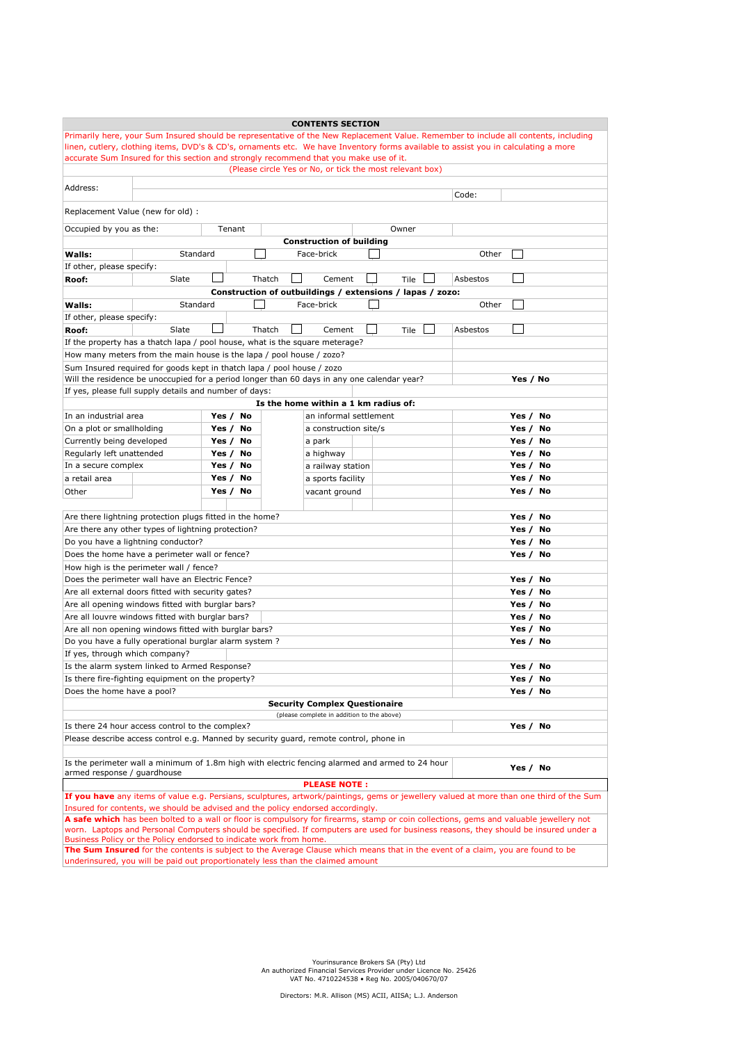## CONTENTS SECTION

Primarily here, your Sum Insured should be representative of the New Replacement Value. Remember to include all contents, including linen, cutlery, clothing items, DVD's & CD's, ornaments etc. We have Inventory forms available to assist you in calculating a more accurate Sum Insured for this section and strongly recommend that you make use of it.

(Please circle Yes or No, or tick the most relevant box)

| | | | | | | |
|---|---|---|---|---|---|---|
| Address: | | | | | Code: | |
| Replacement Value (new for old) : | | | | | | |
| Occupied by you as the: | Tenant | | | Owner | | |

**Construction of building**

| | | | | | | |
|---|---|---|---|---|---|---|
| **Walls:** | Standard ☐ | | Face-brick ☐ | | Other ☐ | |
| If other, please specify: | | | | | | |
| **Roof:** | Slate ☐ | Thatch ☐ | Cement ☐ | Tile ☐ | Asbestos ☐ | |

**Construction of outbuildings / extensions / lapas / zozo:**

| | | | | | | |
|---|---|---|---|---|---|---|
| **Walls:** | Standard ☐ | | Face-brick ☐ | | Other ☐ | |
| If other, please specify: | | | | | | |
| **Roof:** | Slate ☐ | Thatch ☐ | Cement ☐ | Tile ☐ | Asbestos ☐ | |

| | |
|---|---|
| If the property has a thatch lapa / pool house, what is the square meterage? | |
| How many meters from the main house is the lapa / pool house / zozo? | |
| Sum Insured required for goods kept in thatch lapa / pool house / zozo | |
| Will the residence be unoccupied for a period longer than 60 days in any one calendar year? | **Yes / No** |
| If yes, please full supply details and number of days: | |

**Is the home within a 1 km radius of:**

| | | | |
|---|---|---|---|
| In an industrial area | **Yes / No** | an informal settlement | **Yes / No** |
| On a plot or smallholding | **Yes / No** | a construction site/s | **Yes / No** |
| Currently being developed | **Yes / No** | a park | **Yes / No** |
| Regularly left unattended | **Yes / No** | a highway | **Yes / No** |
| In a secure complex | **Yes / No** | a railway station | **Yes / No** |
| a retail area | **Yes / No** | a sports facility | **Yes / No** |
| Other | **Yes / No** | vacant ground | **Yes / No** |

| | |
|---|---|
| Are there lightning protection plugs fitted in the home? | **Yes / No** |
| Are there any other types of lightning protection? | **Yes / No** |
| Do you have a lightning conductor? | **Yes / No** |
| Does the home have a perimeter wall or fence? | **Yes / No** |
| How high is the perimeter wall / fence? | |
| Does the perimeter wall have an Electric Fence? | **Yes / No** |
| Are all external doors fitted with security gates? | **Yes / No** |
| Are all opening windows fitted with burglar bars? | **Yes / No** |
| Are all louvre windows fitted with burglar bars? | **Yes / No** |
| Are all non opening windows fitted with burglar bars? | **Yes / No** |
| Do you have a fully operational burglar alarm system ? | **Yes / No** |
| If yes, through which company? | |
| Is the alarm system linked to Armed Response? | **Yes / No** |
| Is there fire-fighting equipment on the property? | **Yes / No** |
| Does the home have a pool? | **Yes / No** |

**Security Complex Questionaire**

(please complete in addition to the above)

| | |
|---|---|
| Is there 24 hour access control to the complex? | **Yes / No** |
| Please describe access control e.g. Manned by security guard, remote control, phone in | |
| Is the perimeter wall a minimum of 1.8m high with electric fencing alarmed and armed to 24 hour armed response / guardhouse | **Yes / No** |

**PLEASE NOTE :**

**If you have** any items of value e.g. Persians, sculptures, artwork/paintings, gems or jewellery valued at more than one third of the Sum Insured for contents, we should be advised and the policy endorsed accordingly.

**A safe which** has been bolted to a wall or floor is compulsory for firearms, stamp or coin collections, gems and valuable jewellery not worn. Laptops and Personal Computers should be specified. If computers are used for business reasons, they should be insured under a Business Policy or the Policy endorsed to indicate work from home.

**The Sum Insured** for the contents is subject to the Average Clause which means that in the event of a claim, you are found to be underinsured, you will be paid out proportionately less than the claimed amount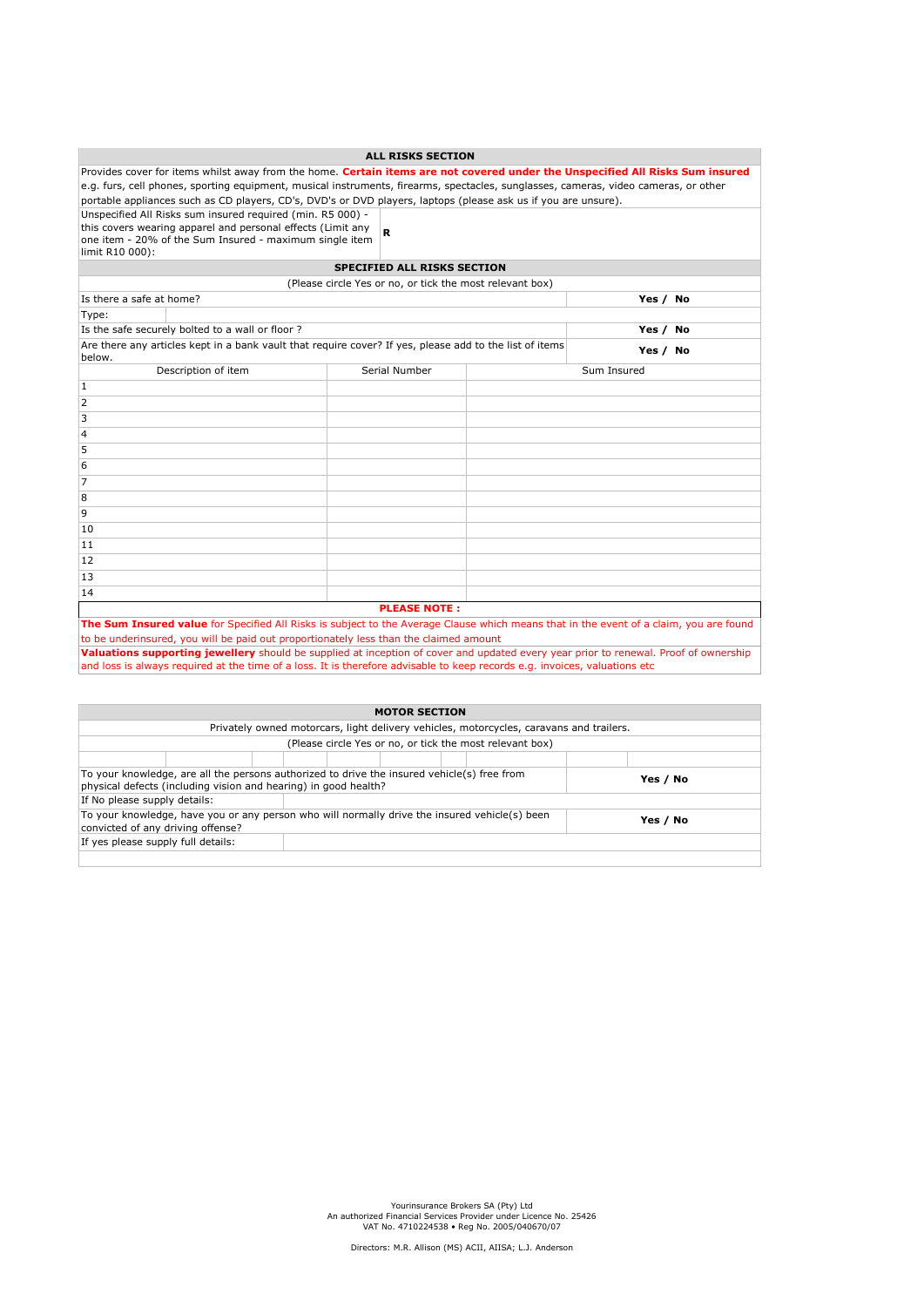## ALL RISKS SECTION

Provides cover for items whilst away from the home. **Certain items are not covered under the Unspecified All Risks Sum insured** e.g. furs, cell phones, sporting equipment, musical instruments, firearms, spectacles, sunglasses, cameras, video cameras, or other portable appliances such as CD players, CD's, DVD's or DVD players, laptops (please ask us if you are unsure).

| | |
|---|---|
| Unspecified All Risks sum insured required (min. R5 000) - this covers wearing apparel and personal effects (Limit any one item - 20% of the Sum Insured - maximum single item limit R10 000): | **R** |

## SPECIFIED ALL RISKS SECTION

(Please circle Yes or no, or tick the most relevant box)

| | |
|---|---|
| Is there a safe at home? | **Yes / No** |
| Type: | |
| Is the safe securely bolted to a wall or floor ? | **Yes / No** |
| Are there any articles kept in a bank vault that require cover? If yes, please add to the list of items below. | **Yes / No** |

| Description of item | Serial Number | Sum Insured |
|---|---|---|
| 1 | | |
| 2 | | |
| 3 | | |
| 4 | | |
| 5 | | |
| 6 | | |
| 7 | | |
| 8 | | |
| 9 | | |
| 10 | | |
| 11 | | |
| 12 | | |
| 13 | | |
| 14 | | |

**PLEASE NOTE :**

**The Sum Insured value** for Specified All Risks is subject to the Average Clause which means that in the event of a claim, you are found to be underinsured, you will be paid out proportionately less than the claimed amount

**Valuations supporting jewellery** should be supplied at inception of cover and updated every year prior to renewal. Proof of ownership and loss is always required at the time of a loss. It is therefore advisable to keep records e.g. invoices, valuations etc

## MOTOR SECTION

Privately owned motorcars, light delivery vehicles, motorcycles, caravans and trailers.

(Please circle Yes or no, or tick the most relevant box)

| | |
|---|---|
| To your knowledge, are all the persons authorized to drive the insured vehicle(s) free from physical defects (including vision and hearing) in good health? | **Yes / No** |
| If No please supply details: | |
| To your knowledge, have you or any person who will normally drive the insured vehicle(s) been convicted of any driving offense? | **Yes / No** |
| If yes please supply full details: | |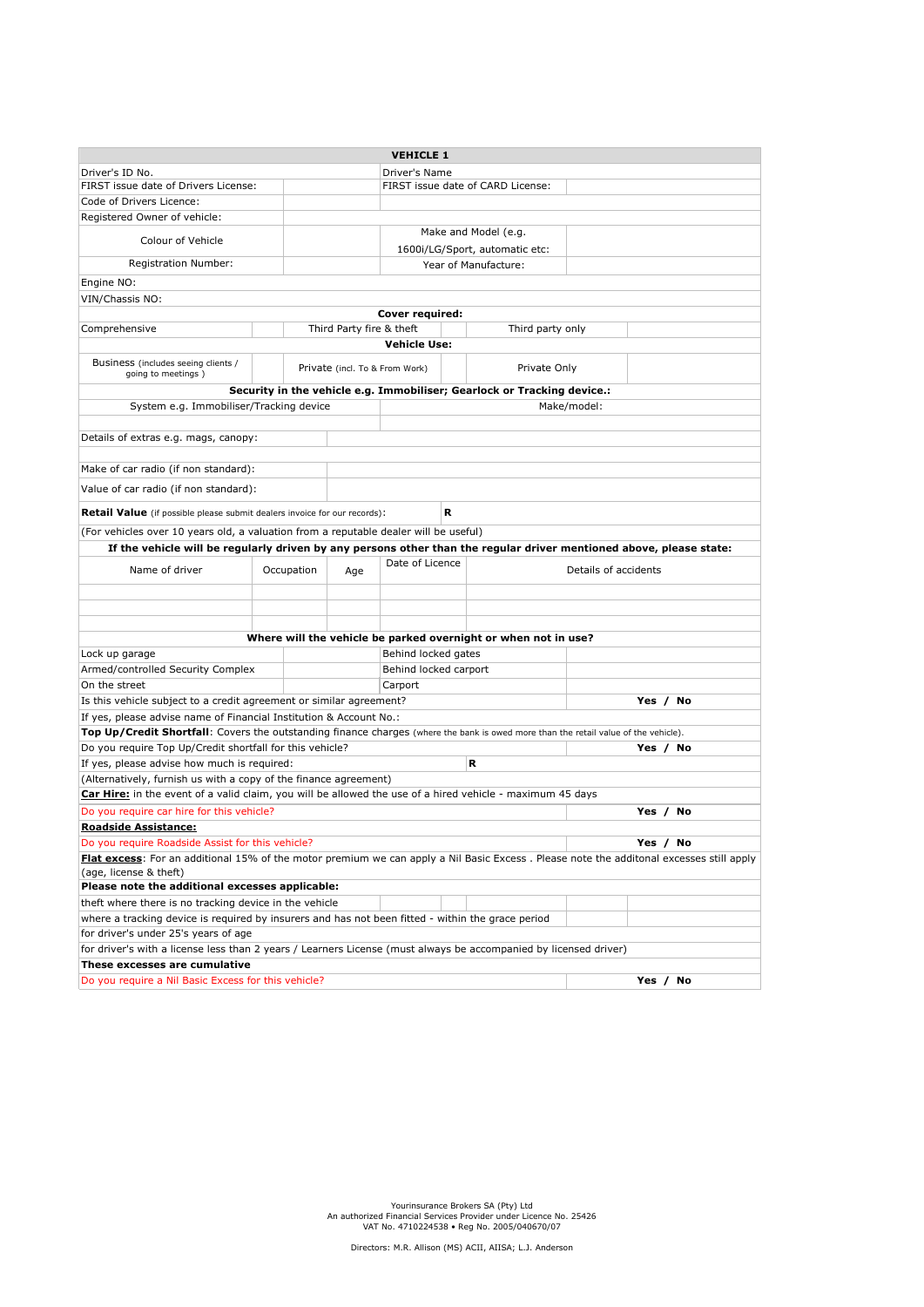| VEHICLE 1 | | | |
|---|---|---|---|
| Driver's ID No. | | Driver's Name | |
| FIRST issue date of Drivers License: | | FIRST issue date of CARD License: | |
| Code of Drivers Licence: | | | |
| Registered Owner of vehicle: | | | |
| Colour of Vehicle | | Make and Model (e.g. 1600i/LG/Sport, automatic etc: | |
| Registration Number: | | Year of Manufacture: | |
| Engine NO: | | | |
| VIN/Chassis NO: | | | |

**Cover required:**

| Comprehensive | | Third Party fire & theft | | Third party only | |
|---|---|---|---|---|---|

**Vehicle Use:**

| Business (includes seeing clients / going to meetings ) | | Private (incl. To & From Work) | | Private Only | |
|---|---|---|---|---|---|

**Security in the vehicle e.g. Immobiliser; Gearlock or Tracking device.:**

| System e.g. Immobiliser/Tracking device | Make/model: |
|---|---|
| | |

| | |
|---|---|
| Details of extras e.g. mags, canopy: | |
| | |
| Make of car radio (if non standard): | |
| Value of car radio (if non standard): | |
| **Retail Value** (if possible please submit dealers invoice for our records): | **R** |

(For vehicles over 10 years old, a valuation from a reputable dealer will be useful)

**If the vehicle will be regularly driven by any persons other than the regular driver mentioned above, please state:**

| Name of driver | Occupation | Age | Date of Licence | Details of accidents |
|---|---|---|---|---|
| | | | | |
| | | | | |
| | | | | |

**Where will the vehicle be parked overnight or when not in use?**

| | | | |
|---|---|---|---|
| Lock up garage | | Behind locked gates | |
| Armed/controlled Security Complex | | Behind locked carport | |
| On the street | | Carport | |

| | |
|---|---|
| Is this vehicle subject to a credit agreement or similar agreement? | **Yes / No** |
| If yes, please advise name of Financial Institution & Account No.: | |

**Top Up/Credit Shortfall**: Covers the outstanding finance charges (where the bank is owed more than the retail value of the vehicle).

| | |
|---|---|
| Do you require Top Up/Credit shortfall for this vehicle? | **Yes / No** |
| If yes, please advise how much is required: | **R** |

(Alternatively, furnish us with a copy of the finance agreement)

**Car Hire:** in the event of a valid claim, you will be allowed the use of a hired vehicle - maximum 45 days

| | |
|---|---|
| Do you require car hire for this vehicle? | **Yes / No** |

**Roadside Assistance:**

| | |
|---|---|
| Do you require Roadside Assist for this vehicle? | **Yes / No** |

**Flat excess**: For an additional 15% of the motor premium we can apply a Nil Basic Excess . Please note the additonal excesses still apply (age, license & theft)

**Please note the additional excesses applicable:**

theft where there is no tracking device in the vehicle

where a tracking device is required by insurers and has not been fitted - within the grace period

for driver's under 25's years of age

for driver's with a license less than 2 years / Learners License (must always be accompanied by licensed driver)

**These excesses are cumulative**

| | |
|---|---|
| Do you require a Nil Basic Excess for this vehicle? | **Yes / No** |

Yourinsurance Brokers SA (Pty) Ltd
An authorized Financial Services Provider under Licence No. 25426
VAT No. 4710224538 • Reg No. 2005/040670/07

Directors: M.R. Allison (MS) ACII, AIISA; L.J. Anderson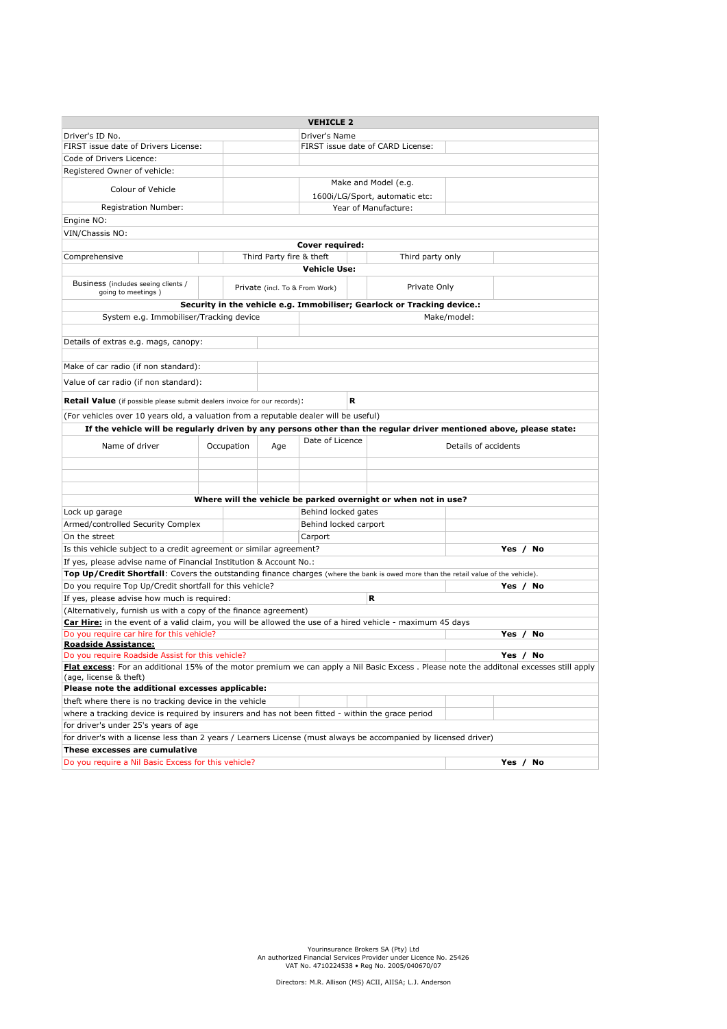| VEHICLE 2 | | | | |
|---|---|---|---|---|
| Driver's ID No. | | Driver's Name | | |
| FIRST issue date of Drivers License: | | FIRST issue date of CARD License: | | |
| Code of Drivers Licence: | | | | |
| Registered Owner of vehicle: | | | | |
| Colour of Vehicle | | Make and Model (e.g. 1600i/LG/Sport, automatic etc: | | |
| Registration Number: | | Year of Manufacture: | | |
| Engine NO: | | | | |
| VIN/Chassis NO: | | | | |

| Cover required: | | | | | |
|---|---|---|---|---|---|
| Comprehensive | | Third Party fire & theft | | Third party only | |

| Vehicle Use: | | | | | |
|---|---|---|---|---|---|
| Business (includes seeing clients / going to meetings ) | | Private (incl. To & From Work) | | Private Only | |

| Security in the vehicle e.g. Immobiliser; Gearlock or Tracking device.: | |
|---|---|
| System e.g. Immobiliser/Tracking device | Make/model: |
| | |

| | |
|---|---|
| Details of extras e.g. mags, canopy: | |
| | |
| Make of car radio (if non standard): | |
| Value of car radio (if non standard): | |
| **Retail Value** (if possible please submit dealers invoice for our records): | **R** |
| (For vehicles over 10 years old, a valuation from a reputable dealer will be useful) | |

**If the vehicle will be regularly driven by any persons other than the regular driver mentioned above, please state:**

| Name of driver | Occupation | Age | Date of Licence | Details of accidents |
|---|---|---|---|---|
| | | | | |
| | | | | |
| | | | | |

**Where will the vehicle be parked overnight or when not in use?**

| | | | |
|---|---|---|---|
| Lock up garage | | Behind locked gates | |
| Armed/controlled Security Complex | | Behind locked carport | |
| On the street | | Carport | |

| | |
|---|---|
| Is this vehicle subject to a credit agreement or similar agreement? | **Yes / No** |
| If yes, please advise name of Financial Institution & Account No.: | |
| **Top Up/Credit Shortfall**: Covers the outstanding finance charges (where the bank is owed more than the retail value of the vehicle). | |
| Do you require Top Up/Credit shortfall for this vehicle? | **Yes / No** |
| If yes, please advise how much is required: | **R** |
| (Alternatively, furnish us with a copy of the finance agreement) | |
| **Car Hire:** in the event of a valid claim, you will be allowed the use of a hired vehicle - maximum 45 days | |
| Do you require car hire for this vehicle? | **Yes / No** |
| **Roadside Assistance:** | |
| Do you require Roadside Assist for this vehicle? | **Yes / No** |
| **Flat excess**: For an additional 15% of the motor premium we can apply a Nil Basic Excess . Please note the additonal excesses still apply (age, license & theft) | |
| **Please note the additional excesses applicable:** | |
| theft where there is no tracking device in the vehicle | |
| where a tracking device is required by insurers and has not been fitted - within the grace period | |
| for driver's under 25's years of age | |
| for driver's with a license less than 2 years / Learners License (must always be accompanied by licensed driver) | |
| **These excesses are cumulative** | |
| Do you require a Nil Basic Excess for this vehicle? | **Yes / No** |

Yourinsurance Brokers SA (Pty) Ltd
An authorized Financial Services Provider under Licence No. 25426
VAT No. 4710224538 • Reg No. 2005/040670/07

Directors: M.R. Allison (MS) ACII, AIISA; L.J. Anderson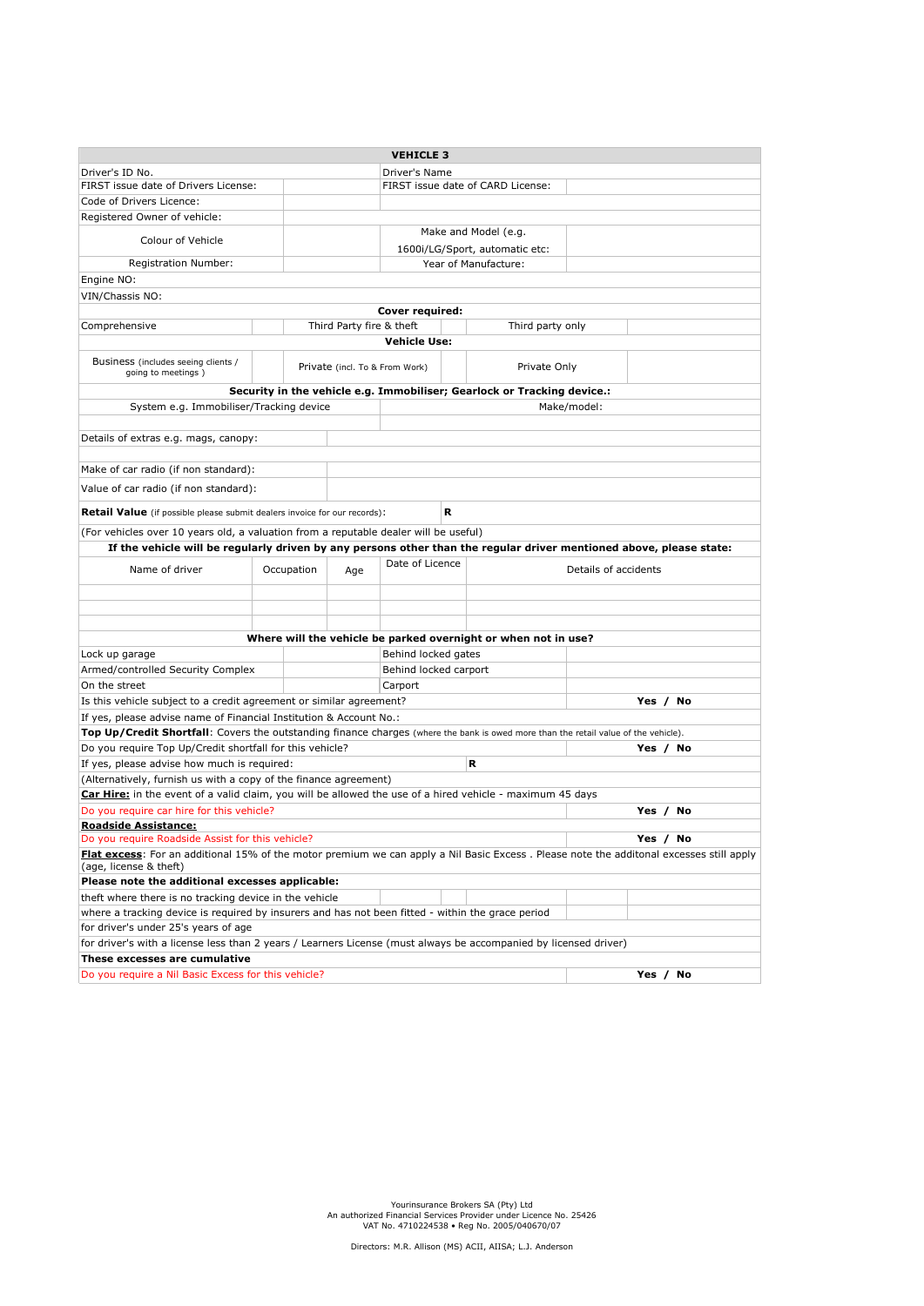| VEHICLE 3 | | | | | | |
|---|---|---|---|---|---|---|
| Driver's ID No. | | | Driver's Name | | | |
| FIRST issue date of Drivers License: | | | FIRST issue date of CARD License: | | | |
| Code of Drivers Licence: | | | | | | |
| Registered Owner of vehicle: | | | | | | |
| Colour of Vehicle | | | Make and Model (e.g. 1600i/LG/Sport, automatic etc: | | | |
| Registration Number: | | | Year of Manufacture: | | | |
| Engine NO: | | | | | | |
| VIN/Chassis NO: | | | | | | |
| **Cover required:** | | | | | | |
| Comprehensive | | Third Party fire & theft | | Third party only | | |
| **Vehicle Use:** | | | | | | |
| Business (includes seeing clients / going to meetings ) | | Private (incl. To & From Work) | | Private Only | | |
| **Security in the vehicle e.g. Immobiliser; Gearlock or Tracking device.:** | | | | | | |
| System e.g. Immobiliser/Tracking device | | | Make/model: | | | |
| | | | | | | |
| Details of extras e.g. mags, canopy: | | | | | | |
| | | | | | | |
| Make of car radio (if non standard): | | | | | | |
| Value of car radio (if non standard): | | | | | | |
| **Retail Value** (if possible please submit dealers invoice for our records): | | | | **R** | | |
| (For vehicles over 10 years old, a valuation from a reputable dealer will be useful) | | | | | | |
| **If the vehicle will be regularly driven by any persons other than the regular driver mentioned above, please state:** | | | | | | |
| Name of driver | Occupation | Age | Date of Licence | Details of accidents | | |
| | | | | | | |
| | | | | | | |
| | | | | | | |
| **Where will the vehicle be parked overnight or when not in use?** | | | | | | |
| Lock up garage | | | Behind locked gates | | | |
| Armed/controlled Security Complex | | | Behind locked carport | | | |
| On the street | | | Carport | | | |
| Is this vehicle subject to a credit agreement or similar agreement? | | | | | | **Yes / No** |
| If yes, please advise name of Financial Institution & Account No.: | | | | | | |
| **Top Up/Credit Shortfall**: Covers the outstanding finance charges (where the bank is owed more than the retail value of the vehicle). | | | | | | |
| Do you require Top Up/Credit shortfall for this vehicle? | | | | | | **Yes / No** |
| If yes, please advise how much is required: | | | | **R** | | |
| (Alternatively, furnish us with a copy of the finance agreement) | | | | | | |
| **Car Hire:** in the event of a valid claim, you will be allowed the use of a hired vehicle - maximum 45 days | | | | | | |
| Do you require car hire for this vehicle? | | | | | | **Yes / No** |
| **Roadside Assistance:** | | | | | | |
| Do you require Roadside Assist for this vehicle? | | | | | | **Yes / No** |
| **Flat excess**: For an additional 15% of the motor premium we can apply a Nil Basic Excess . Please note the additonal excesses still apply (age, license & theft) | | | | | | |
| **Please note the additional excesses applicable:** | | | | | | |
| theft where there is no tracking device in the vehicle | | | | | | |
| where a tracking device is required by insurers and has not been fitted - within the grace period | | | | | | |
| for driver's under 25's years of age | | | | | | |
| for driver's with a license less than 2 years / Learners License (must always be accompanied by licensed driver) | | | | | | |
| **These excesses are cumulative** | | | | | | |
| Do you require a Nil Basic Excess for this vehicle? | | | | | | **Yes / No** |

Yourinsurance Brokers SA (Pty) Ltd
An authorized Financial Services Provider under Licence No. 25426
VAT No. 4710224538 • Reg No. 2005/040670/07

Directors: M.R. Allison (MS) ACII, AIISA; L.J. Anderson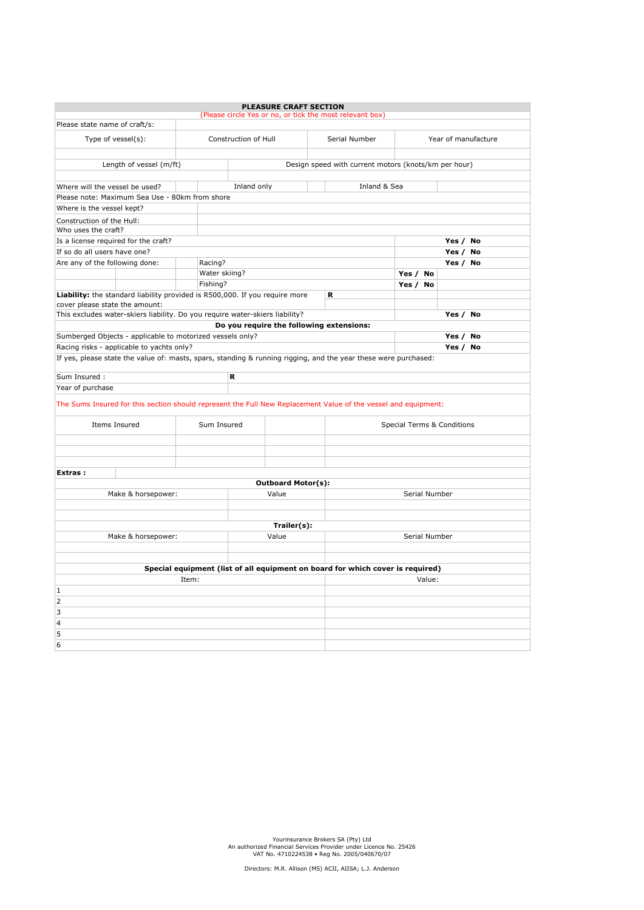## PLEASE CRAFT SECTION

(Please circle Yes or no, or tick the most relevant box)

| Please state name of craft/s: | | | |
|---|---|---|---|
| Type of vessel(s): | Construction of Hull | Serial Number | Year of manufacture |
| | | | |

| Length of vessel (m/ft) | Design speed with current motors (knots/km per hour) |
|---|---|
| | |

| Where will the vessel be used? | | Inland only | | Inland & Sea | |
|---|---|---|---|---|---|

Please note: Maximum Sea Use - 80km from shore

| | |
|---|---|
| Where is the vessel kept? | |
| Construction of the Hull: | |
| Who uses the craft? | |

| | | | |
|---|---|---|---|
| Is a license required for the craft? | | | Yes / No |
| If so do all users have one? | | | Yes / No |
| Are any of the following done: | Racing? | | Yes / No |
| | Water skiing? | Yes / No | |
| | Fishing? | Yes / No | |
| **Liability:** the standard liability provided is R500,000. If you require more cover please state the amount: | R | | |
| This excludes water-skiers liability. Do you require water-skiers liability? | | | Yes / No |

**Do you require the following extensions:**

| | |
|---|---|
| Sumberged Objects - applicable to motorized vessels only? | Yes / No |
| Racing risks - applicable to yachts only? | Yes / No |

If yes, please state the value of: masts, spars, standing & running rigging, and the year these were purchased:

| | |
|---|---|
| Sum Insured : | R |
| Year of purchase | |

The Sums Insured for this section should represent the Full New Replacement Value of the vessel and equipment:

| Items Insured | Sum Insured | | Special Terms & Conditions |
|---|---|---|---|
| | | | |
| | | | |
| | | | |

**Extras :**

**Outboard Motor(s):**

| Make & horsepower: | Value | Serial Number |
|---|---|---|
| | | |
| | | |

**Trailer(s):**

| Make & horsepower: | Value | Serial Number |
|---|---|---|
| | | |
| | | |

**Special equipment (list of all equipment on board for which cover is required)**

| Item: | Value: |
|---|---|
| 1 | |
| 2 | |
| 3 | |
| 4 | |
| 5 | |
| 6 | |

Yourinsurance Brokers SA (Pty) Ltd
An authorized Financial Services Provider under Licence No. 25426
VAT No. 4710224538 • Reg No. 2005/040670/07

Directors: M.R. Allison (MS) ACII, AIISA; L.J. Anderson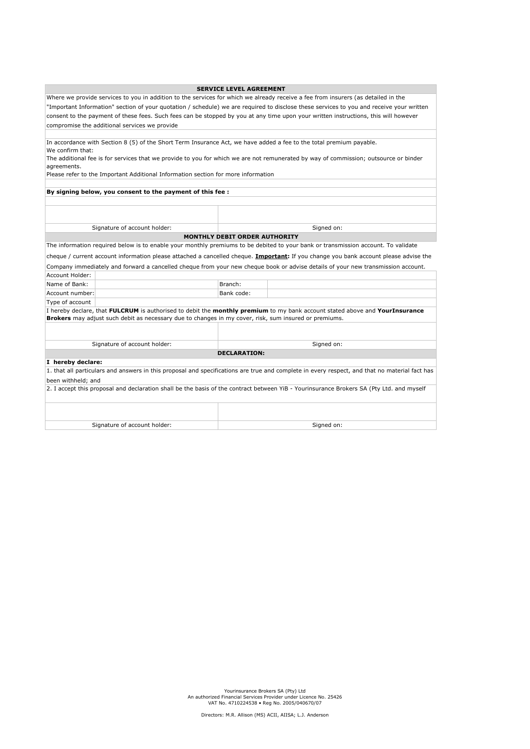## SERVICE LEVEL AGREEMENT

Where we provide services to you in addition to the services for which we already receive a fee from insurers (as detailed in the "Important Information" section of your quotation / schedule) we are required to disclose these services to you and receive your written consent to the payment of these fees. Such fees can be stopped by you at any time upon your written instructions, this will however compromise the additional services we provide

In accordance with Section 8 (5) of the Short Term Insurance Act, we have added a fee to the total premium payable.
We confirm that:
The additional fee is for services that we provide to you for which we are not remunerated by way of commission; outsource or binder agreements.
Please refer to the Important Additional Information section for more information

**By signing below, you consent to the payment of this fee :**

| | |
|---|---|
| | |
| Signature of account holder: | Signed on: |

## MONTHLY DEBIT ORDER AUTHORITY

The information required below is to enable your monthly premiums to be debited to your bank or transmission account. To validate cheque / current account information please attached a cancelled cheque. **Important:** If you change you bank account please advise the Company immediately and forward a cancelled cheque from your new cheque book or advise details of your new transmission account.

| | | | |
|---|---|---|---|
| Account Holder: | | | |
| Name of Bank: | | Branch: | |
| Account number: | | Bank code: | |
| Type of account | | | |

I hereby declare, that **FULCRUM** is authorised to debit the **monthly premium** to my bank account stated above and **YourInsurance Brokers** may adjust such debit as necessary due to changes in my cover, risk, sum insured or premiums.

| | |
|---|---|
| | |
| Signature of account holder: | Signed on: |

## DECLARATION:

**I hereby declare:**

1. that all particulars and answers in this proposal and specifications are true and complete in every respect, and that no material fact has been withheld; and
2. I accept this proposal and declaration shall be the basis of the contract between YiB - Yourinsurance Brokers SA (Pty Ltd. and myself

| | |
|---|---|
| | |
| Signature of account holder: | Signed on: |

Yourinsurance Brokers SA (Pty) Ltd
An authorized Financial Services Provider under Licence No. 25426
VAT No. 4710224538 • Reg No. 2005/040670/07

Directors: M.R. Allison (MS) ACII, AIISA; L.J. Anderson